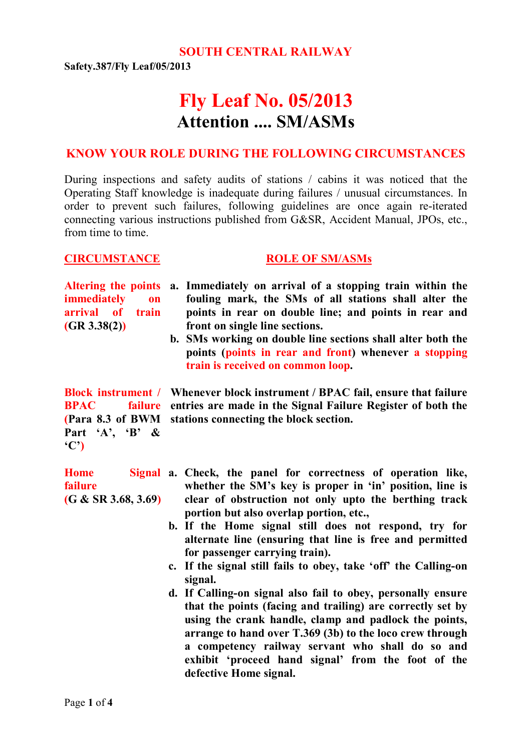**SOUTH CENTRAL RAILWAY**

**Safety.387/Fly Leaf/05/2013**

# Fly Leaf No. 05/2013

## Attention .... SM/ASMs

### KNOW YOUR ROLE DURING THE FOLLOWING CIRCUMSTANCES

During inspections and safety audits of stations / cabins it was noticed that the Operating Staff knowledge is inadequate during failures / unusual circumstances. In order to prevent such failures, following guidelines are once again re-iterated connecting various instructions published from G&SR, Accident Manual, JPOs, etc., from time to time.

| CIRCUMSTANCE | ROLE OF SM/ASMs |
|---|---|
| **Altering the points immediately on arrival of train (GR 3.38(2))** | **a. Immediately on arrival of a stopping train within the fouling mark, the SMs of all stations shall alter the points in rear on double line; and points in rear and front on single line sections.**<br>**b. SMs working on double line sections shall alter both the points (points in rear and front) whenever a stopping train is received on common loop.** |
| **Block instrument / BPAC failure (Para 8.3 of BWM Part 'A', 'B' & 'C')** | **Whenever block instrument / BPAC fail, ensure that failure entries are made in the Signal Failure Register of both the stations connecting the block section.** |
| **Home Signal failure (G & SR 3.68, 3.69)** | **a. Check, the panel for correctness of operation like, whether the SM's key is proper in 'in' position, line is clear of obstruction not only upto the berthing track portion but also overlap portion, etc.,**<br>**b. If the Home signal still does not respond, try for alternate line (ensuring that line is free and permitted for passenger carrying train).**<br>**c. If the signal still fails to obey, take 'off' the Calling-on signal.**<br>**d. If Calling-on signal also fail to obey, personally ensure that the points (facing and trailing) are correctly set by using the crank handle, clamp and padlock the points, arrange to hand over T.369 (3b) to the loco crew through a competency railway servant who shall do so and exhibit 'proceed hand signal' from the foot of the defective Home signal.** |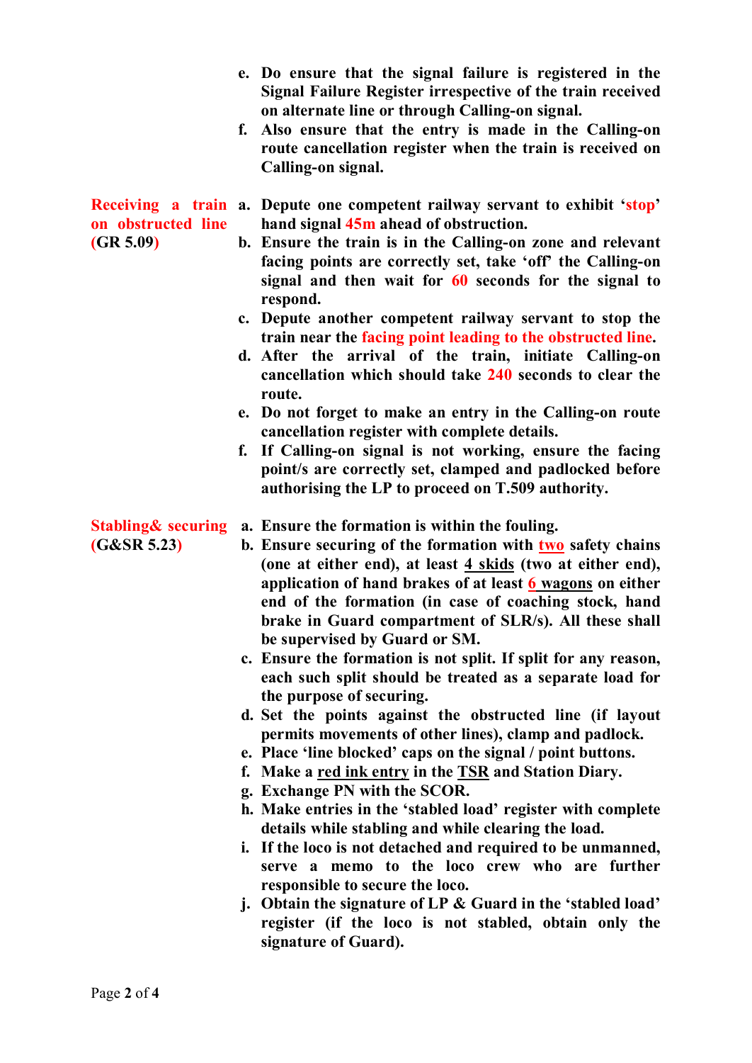- e. **Do ensure that the signal failure is registered in the Signal Failure Register irrespective of the train received on alternate line or through Calling-on signal.**
- f. **Also ensure that the entry is made in the Calling-on route cancellation register when the train is received on Calling-on signal.**

**Receiving a train on obstructed line (GR 5.09)**

- a. **Depute one competent railway servant to exhibit 'stop' hand signal 45m ahead of obstruction.**
- b. **Ensure the train is in the Calling-on zone and relevant facing points are correctly set, take 'off' the Calling-on signal and then wait for 60 seconds for the signal to respond.**
- c. **Depute another competent railway servant to stop the train near the facing point leading to the obstructed line.**
- d. **After the arrival of the train, initiate Calling-on cancellation which should take 240 seconds to clear the route.**
- e. **Do not forget to make an entry in the Calling-on route cancellation register with complete details.**
- f. **If Calling-on signal is not working, ensure the facing point/s are correctly set, clamped and padlocked before authorising the LP to proceed on T.509 authority.**

**Stabling& securing (G&SR 5.23)**

- a. **Ensure the formation is within the fouling.**
- b. **Ensure securing of the formation with two safety chains (one at either end), at least 4 skids (two at either end), application of hand brakes of at least 6 wagons on either end of the formation (in case of coaching stock, hand brake in Guard compartment of SLR/s). All these shall be supervised by Guard or SM.**
- c. **Ensure the formation is not split. If split for any reason, each such split should be treated as a separate load for the purpose of securing.**
- d. **Set the points against the obstructed line (if layout permits movements of other lines), clamp and padlock.**
- e. **Place 'line blocked' caps on the signal / point buttons.**
- f. **Make a red ink entry in the TSR and Station Diary.**
- g. **Exchange PN with the SCOR.**
- h. **Make entries in the 'stabled load' register with complete details while stabling and while clearing the load.**
- i. **If the loco is not detached and required to be unmanned, serve a memo to the loco crew who are further responsible to secure the loco.**
- j. **Obtain the signature of LP & Guard in the 'stabled load' register (if the loco is not stabled, obtain only the signature of Guard).**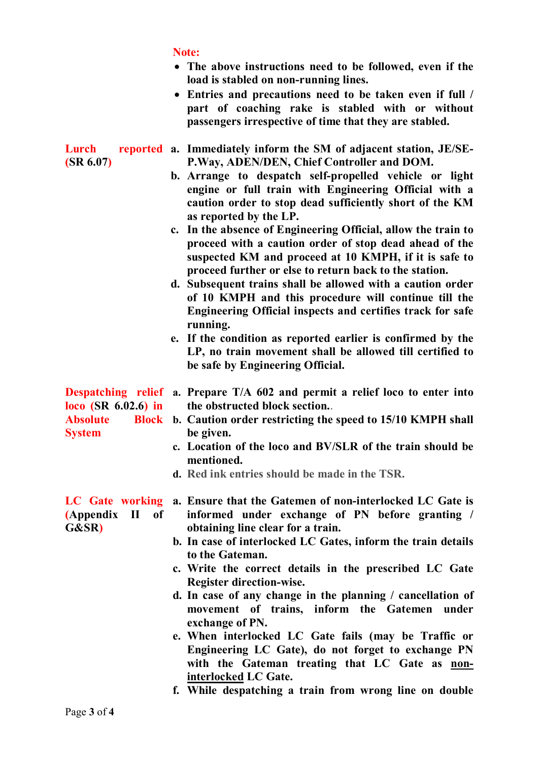**Note:**

- **The above instructions need to be followed, even if the load is stabled on non-running lines.**
- **Entries and precautions need to be taken even if full / part of coaching rake is stabled with or without passengers irrespective of time that they are stabled.**

**Lurch reported (SR 6.07)**

a. **Immediately inform the SM of adjacent station, JE/SE-P.Way, ADEN/DEN, Chief Controller and DOM.**
b. **Arrange to despatch self-propelled vehicle or light engine or full train with Engineering Official with a caution order to stop dead sufficiently short of the KM as reported by the LP.**
c. **In the absence of Engineering Official, allow the train to proceed with a caution order of stop dead ahead of the suspected KM and proceed at 10 KMPH, if it is safe to proceed further or else to return back to the station.**
d. **Subsequent trains shall be allowed with a caution order of 10 KMPH and this procedure will continue till the Engineering Official inspects and certifies track for safe running.**
e. **If the condition as reported earlier is confirmed by the LP, no train movement shall be allowed till certified to be safe by Engineering Official.**

**Despatching relief loco (SR 6.02.6) in Absolute Block System**

a. **Prepare T/A 602 and permit a relief loco to enter into the obstructed block section.**.
b. **Caution order restricting the speed to 15/10 KMPH shall be given.**
c. **Location of the loco and BV/SLR of the train should be mentioned.**
d. **Red ink entries should be made in the TSR.**

**LC Gate working (Appendix II of G&SR)**

a. **Ensure that the Gatemen of non-interlocked LC Gate is informed under exchange of PN before granting / obtaining line clear for a train.**
b. **In case of interlocked LC Gates, inform the train details to the Gateman.**
c. **Write the correct details in the prescribed LC Gate Register direction-wise.**
d. **In case of any change in the planning / cancellation of movement of trains, inform the Gatemen under exchange of PN.**
e. **When interlocked LC Gate fails (may be Traffic or Engineering LC Gate), do not forget to exchange PN with the Gateman treating that LC Gate as non-interlocked LC Gate.**
f. **While despatching a train from wrong line on double**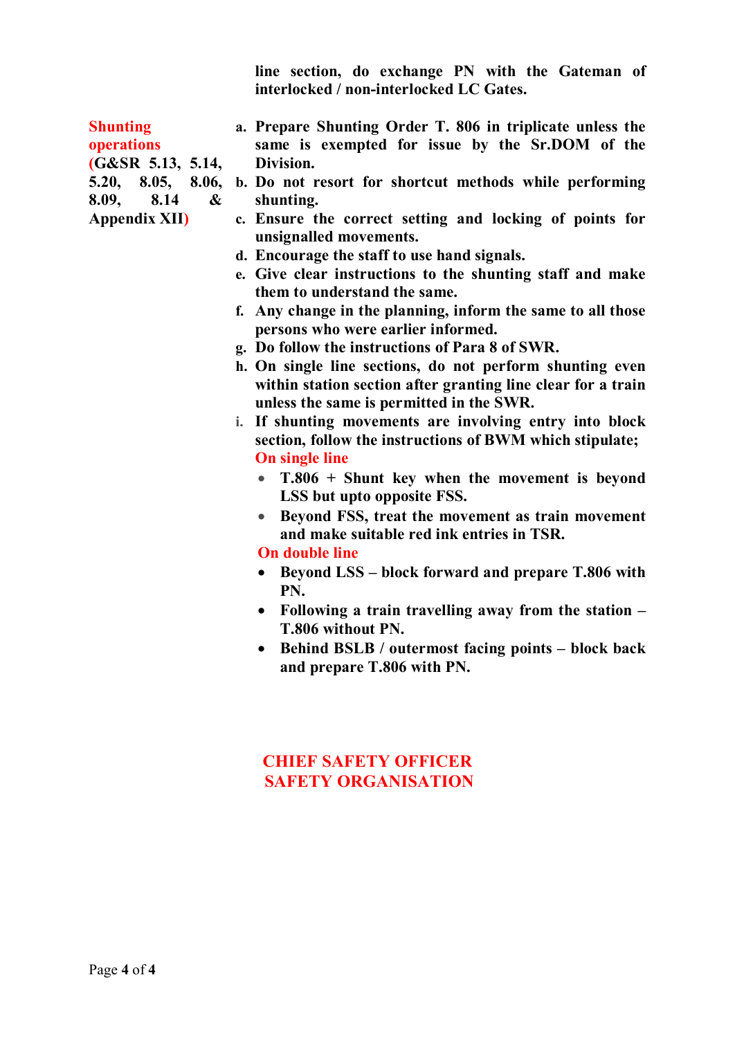line section, do exchange PN with the Gateman of interlocked / non-interlocked LC Gates.

**Shunting operations (G&SR 5.13, 5.14, 5.20, 8.05, 8.06, 8.09, 8.14 & Appendix XII)**

a. Prepare Shunting Order T. 806 in triplicate unless the same is exempted for issue by the Sr.DOM of the Division.
b. Do not resort for shortcut methods while performing shunting.
c. Ensure the correct setting and locking of points for unsignalled movements.
d. Encourage the staff to use hand signals.
e. Give clear instructions to the shunting staff and make them to understand the same.
f. Any change in the planning, inform the same to all those persons who were earlier informed.
g. Do follow the instructions of Para 8 of SWR.
h. On single line sections, do not perform shunting even within station section after granting line clear for a train unless the same is permitted in the SWR.
i. If shunting movements are involving entry into block section, follow the instructions of BWM which stipulate;

   **On single line**

   - T.806 + Shunt key when the movement is beyond LSS but upto opposite FSS.
   - Beyond FSS, treat the movement as train movement and make suitable red ink entries in TSR.

   **On double line**

   - Beyond LSS – block forward and prepare T.806 with PN.
   - Following a train travelling away from the station – T.806 without PN.
   - Behind BSLB / outermost facing points – block back and prepare T.806 with PN.

**CHIEF SAFETY OFFICER**
**SAFETY ORGANISATION**